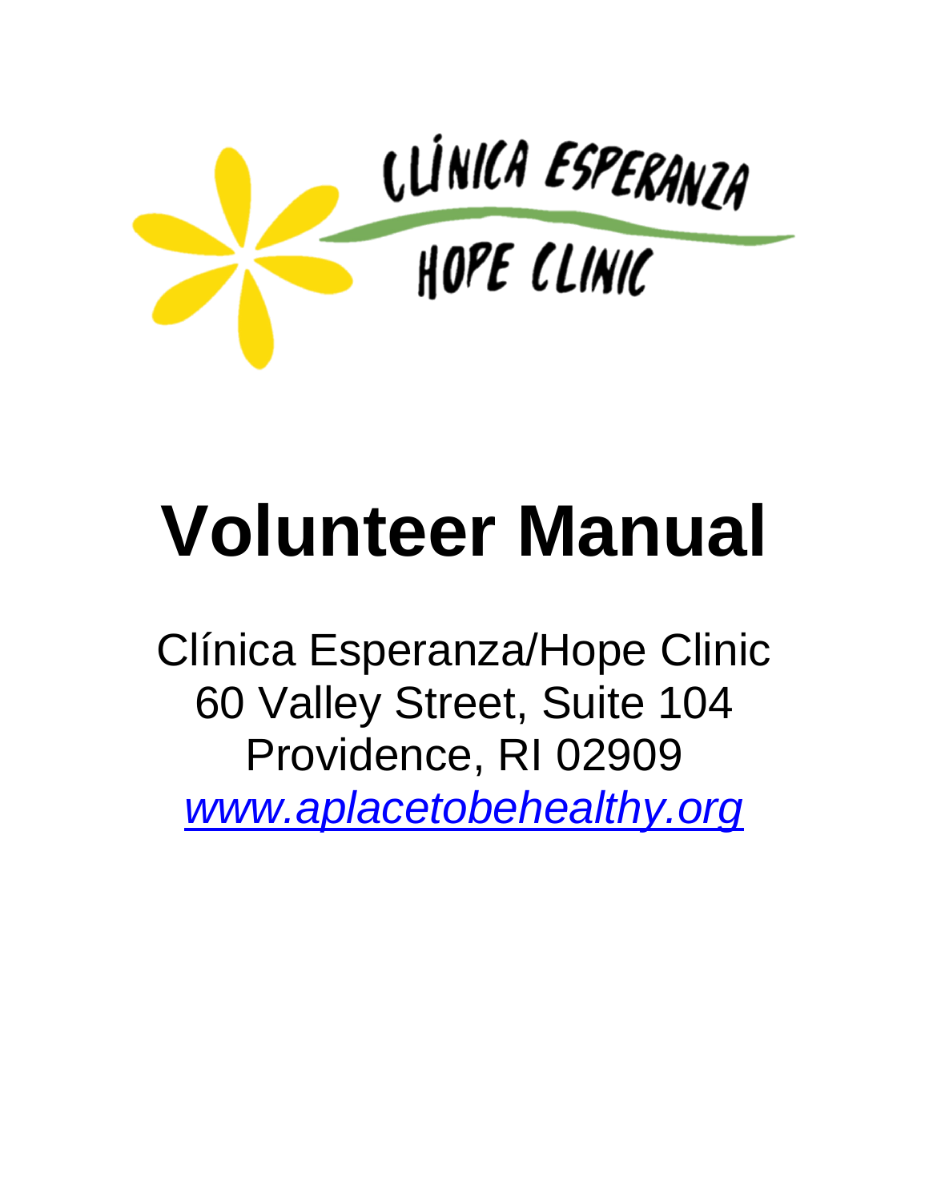CLÍNICA ESPERANZA

HOPE CLINIC

# Volunteer Manual

Clínica Esperanza/Hope Clinic
60 Valley Street, Suite 104
Providence, RI 02909
*www.aplacetobehealthy.org*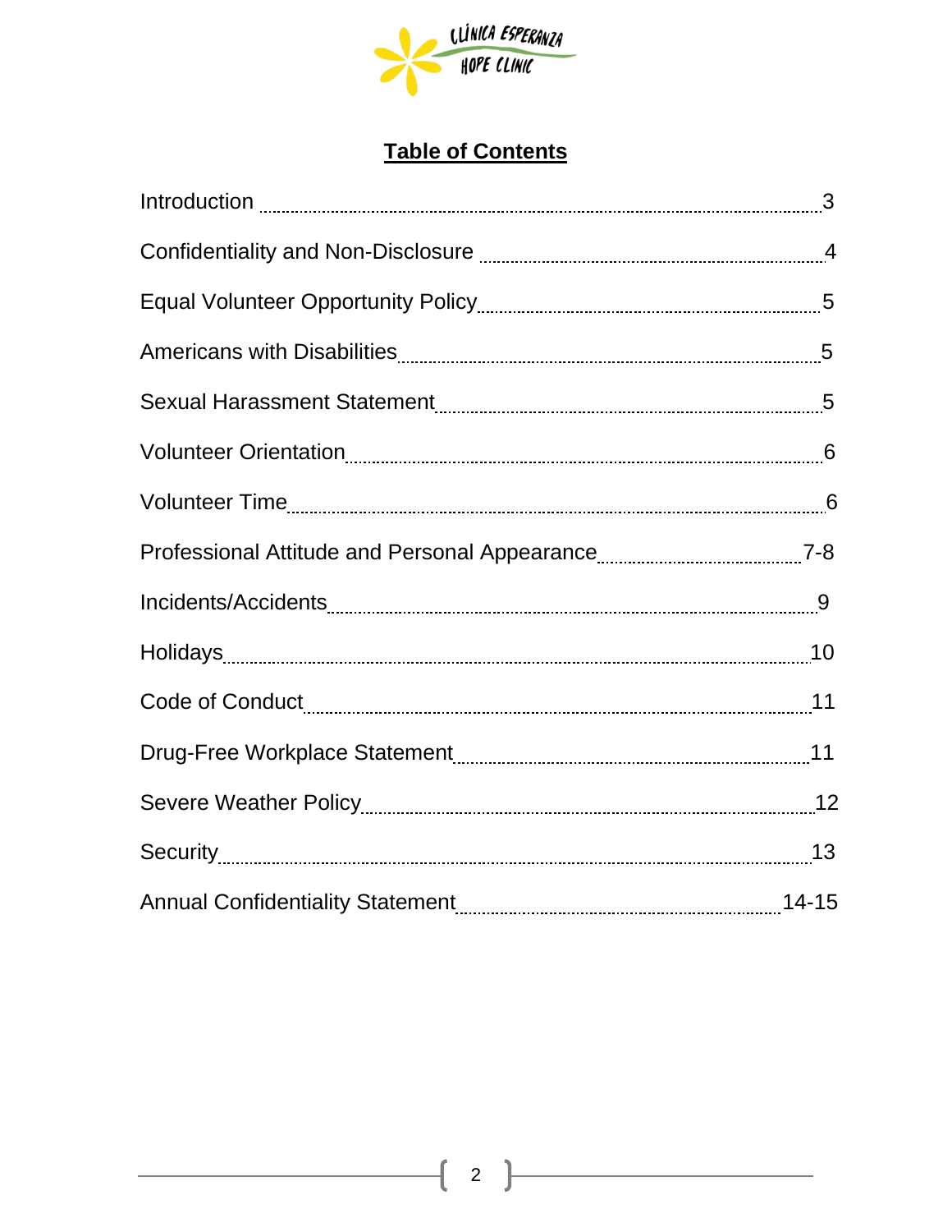## Table of Contents

| | |
|---|---|
| Introduction | 3 |
| Confidentiality and Non-Disclosure | 4 |
| Equal Volunteer Opportunity Policy | 5 |
| Americans with Disabilities | 5 |
| Sexual Harassment Statement | 5 |
| Volunteer Orientation | 6 |
| Volunteer Time | 6 |
| Professional Attitude and Personal Appearance | 7-8 |
| Incidents/Accidents | 9 |
| Holidays | 10 |
| Code of Conduct | 11 |
| Drug-Free Workplace Statement | 11 |
| Severe Weather Policy | 12 |
| Security | 13 |
| Annual Confidentiality Statement | 14-15 |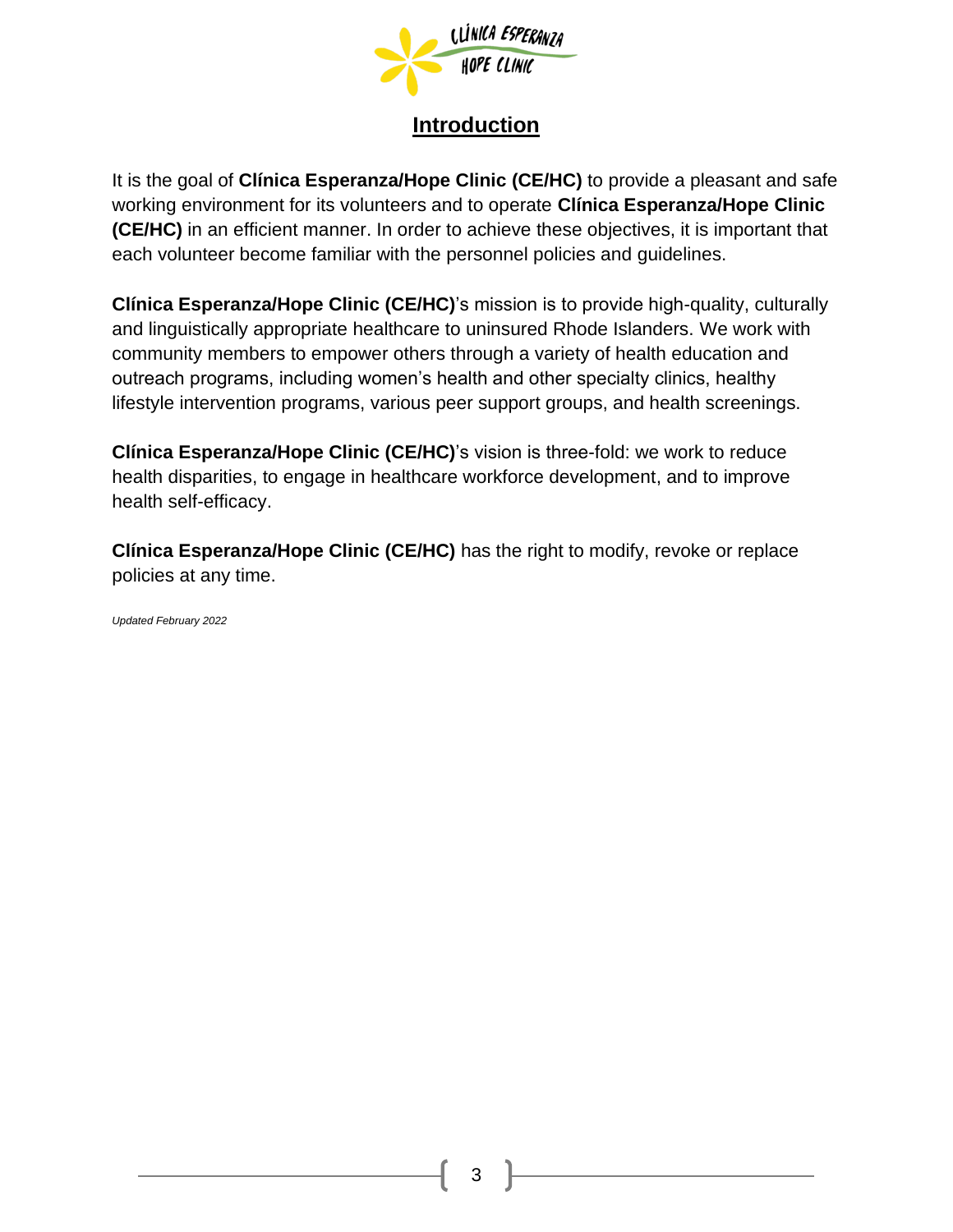## Introduction

It is the goal of **Clínica Esperanza/Hope Clinic (CE/HC)** to provide a pleasant and safe working environment for its volunteers and to operate **Clínica Esperanza/Hope Clinic (CE/HC)** in an efficient manner. In order to achieve these objectives, it is important that each volunteer become familiar with the personnel policies and guidelines.

**Clínica Esperanza/Hope Clinic (CE/HC)**'s mission is to provide high-quality, culturally and linguistically appropriate healthcare to uninsured Rhode Islanders. We work with community members to empower others through a variety of health education and outreach programs, including women's health and other specialty clinics, healthy lifestyle intervention programs, various peer support groups, and health screenings.

**Clínica Esperanza/Hope Clinic (CE/HC)**'s vision is three-fold: we work to reduce health disparities, to engage in healthcare workforce development, and to improve health self-efficacy.

**Clínica Esperanza/Hope Clinic (CE/HC)** has the right to modify, revoke or replace policies at any time.

*Updated February 2022*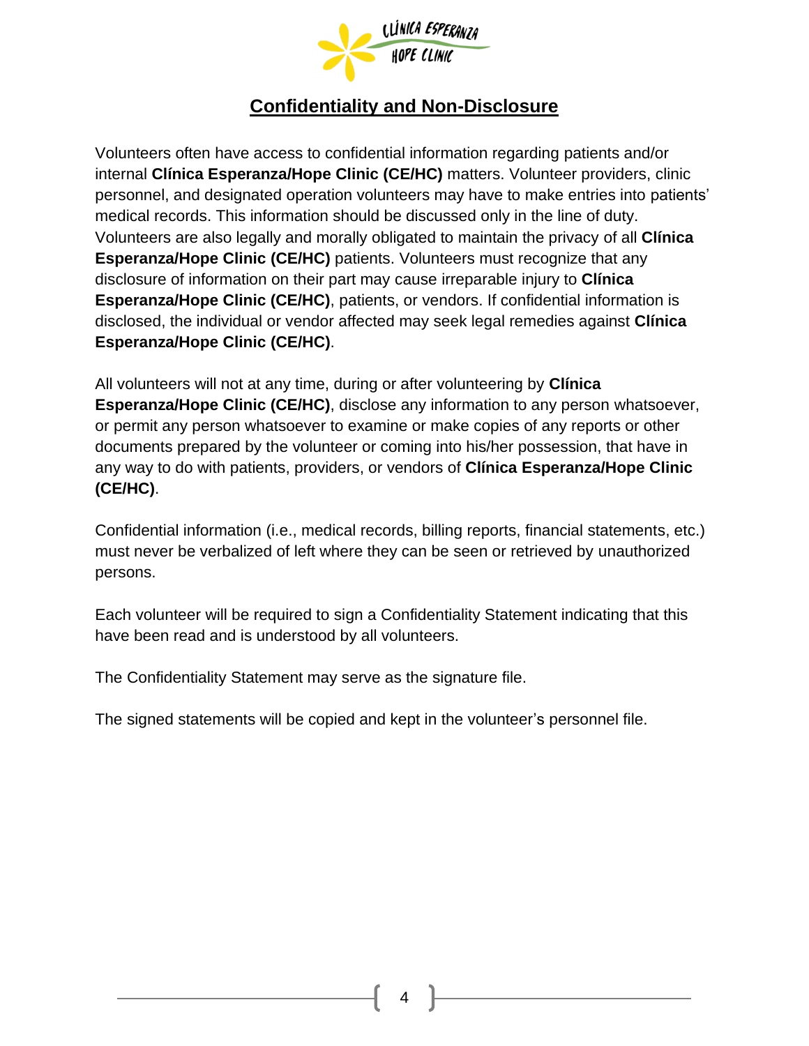## Confidentiality and Non-Disclosure

Volunteers often have access to confidential information regarding patients and/or internal **Clínica Esperanza/Hope Clinic (CE/HC)** matters. Volunteer providers, clinic personnel, and designated operation volunteers may have to make entries into patients' medical records. This information should be discussed only in the line of duty. Volunteers are also legally and morally obligated to maintain the privacy of all **Clínica Esperanza/Hope Clinic (CE/HC)** patients. Volunteers must recognize that any disclosure of information on their part may cause irreparable injury to **Clínica Esperanza/Hope Clinic (CE/HC)**, patients, or vendors. If confidential information is disclosed, the individual or vendor affected may seek legal remedies against **Clínica Esperanza/Hope Clinic (CE/HC)**.

All volunteers will not at any time, during or after volunteering by **Clínica Esperanza/Hope Clinic (CE/HC)**, disclose any information to any person whatsoever, or permit any person whatsoever to examine or make copies of any reports or other documents prepared by the volunteer or coming into his/her possession, that have in any way to do with patients, providers, or vendors of **Clínica Esperanza/Hope Clinic (CE/HC)**.

Confidential information (i.e., medical records, billing reports, financial statements, etc.) must never be verbalized of left where they can be seen or retrieved by unauthorized persons.

Each volunteer will be required to sign a Confidentiality Statement indicating that this have been read and is understood by all volunteers.

The Confidentiality Statement may serve as the signature file.

The signed statements will be copied and kept in the volunteer's personnel file.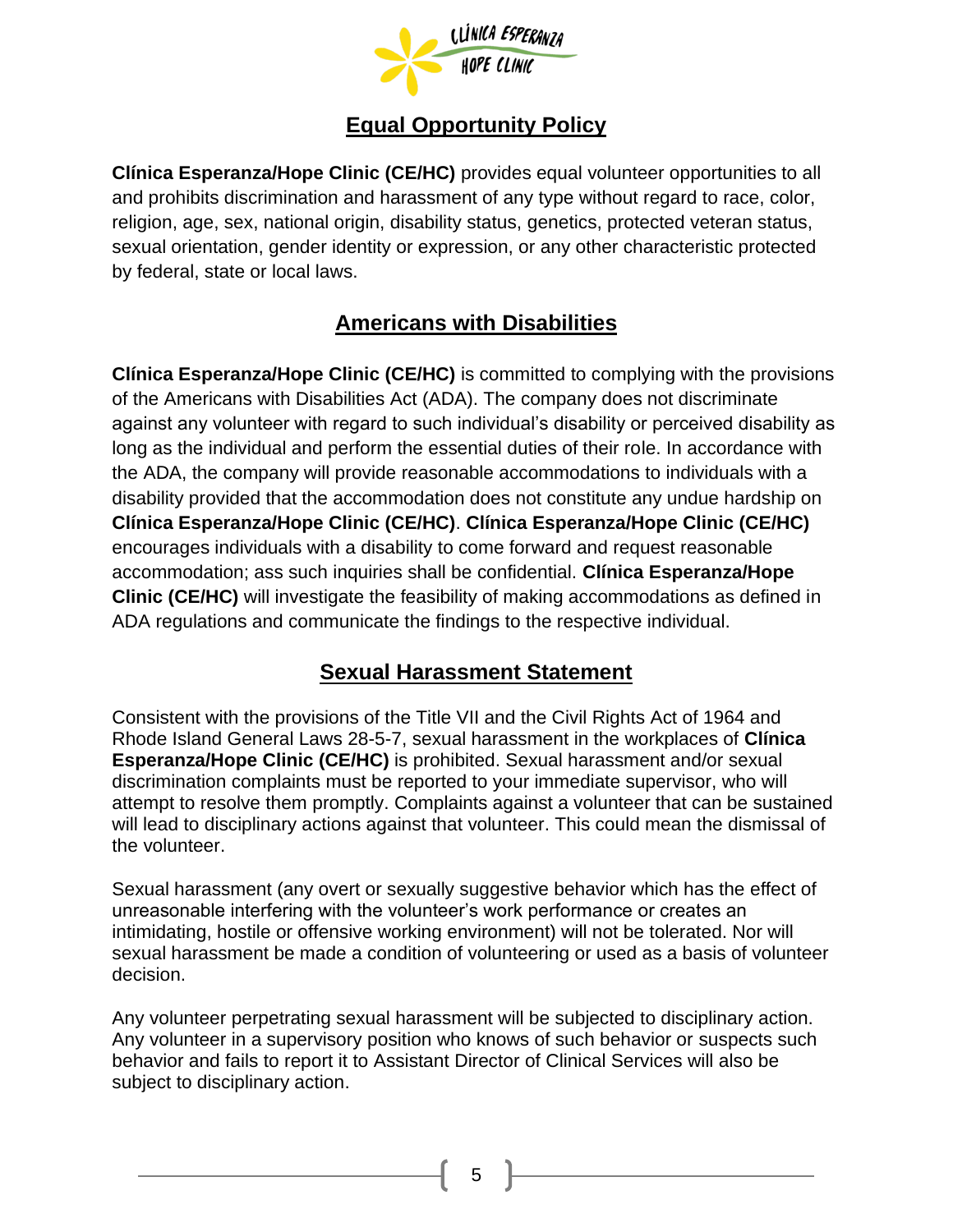## Equal Opportunity Policy

**Clínica Esperanza/Hope Clinic (CE/HC)** provides equal volunteer opportunities to all and prohibits discrimination and harassment of any type without regard to race, color, religion, age, sex, national origin, disability status, genetics, protected veteran status, sexual orientation, gender identity or expression, or any other characteristic protected by federal, state or local laws.

## Americans with Disabilities

**Clínica Esperanza/Hope Clinic (CE/HC)** is committed to complying with the provisions of the Americans with Disabilities Act (ADA). The company does not discriminate against any volunteer with regard to such individual's disability or perceived disability as long as the individual and perform the essential duties of their role. In accordance with the ADA, the company will provide reasonable accommodations to individuals with a disability provided that the accommodation does not constitute any undue hardship on **Clínica Esperanza/Hope Clinic (CE/HC)**. **Clínica Esperanza/Hope Clinic (CE/HC)** encourages individuals with a disability to come forward and request reasonable accommodation; ass such inquiries shall be confidential. **Clínica Esperanza/Hope Clinic (CE/HC)** will investigate the feasibility of making accommodations as defined in ADA regulations and communicate the findings to the respective individual.

## Sexual Harassment Statement

Consistent with the provisions of the Title VII and the Civil Rights Act of 1964 and Rhode Island General Laws 28-5-7, sexual harassment in the workplaces of **Clínica Esperanza/Hope Clinic (CE/HC)** is prohibited. Sexual harassment and/or sexual discrimination complaints must be reported to your immediate supervisor, who will attempt to resolve them promptly. Complaints against a volunteer that can be sustained will lead to disciplinary actions against that volunteer. This could mean the dismissal of the volunteer.

Sexual harassment (any overt or sexually suggestive behavior which has the effect of unreasonable interfering with the volunteer's work performance or creates an intimidating, hostile or offensive working environment) will not be tolerated. Nor will sexual harassment be made a condition of volunteering or used as a basis of volunteer decision.

Any volunteer perpetrating sexual harassment will be subjected to disciplinary action. Any volunteer in a supervisory position who knows of such behavior or suspects such behavior and fails to report it to Assistant Director of Clinical Services will also be subject to disciplinary action.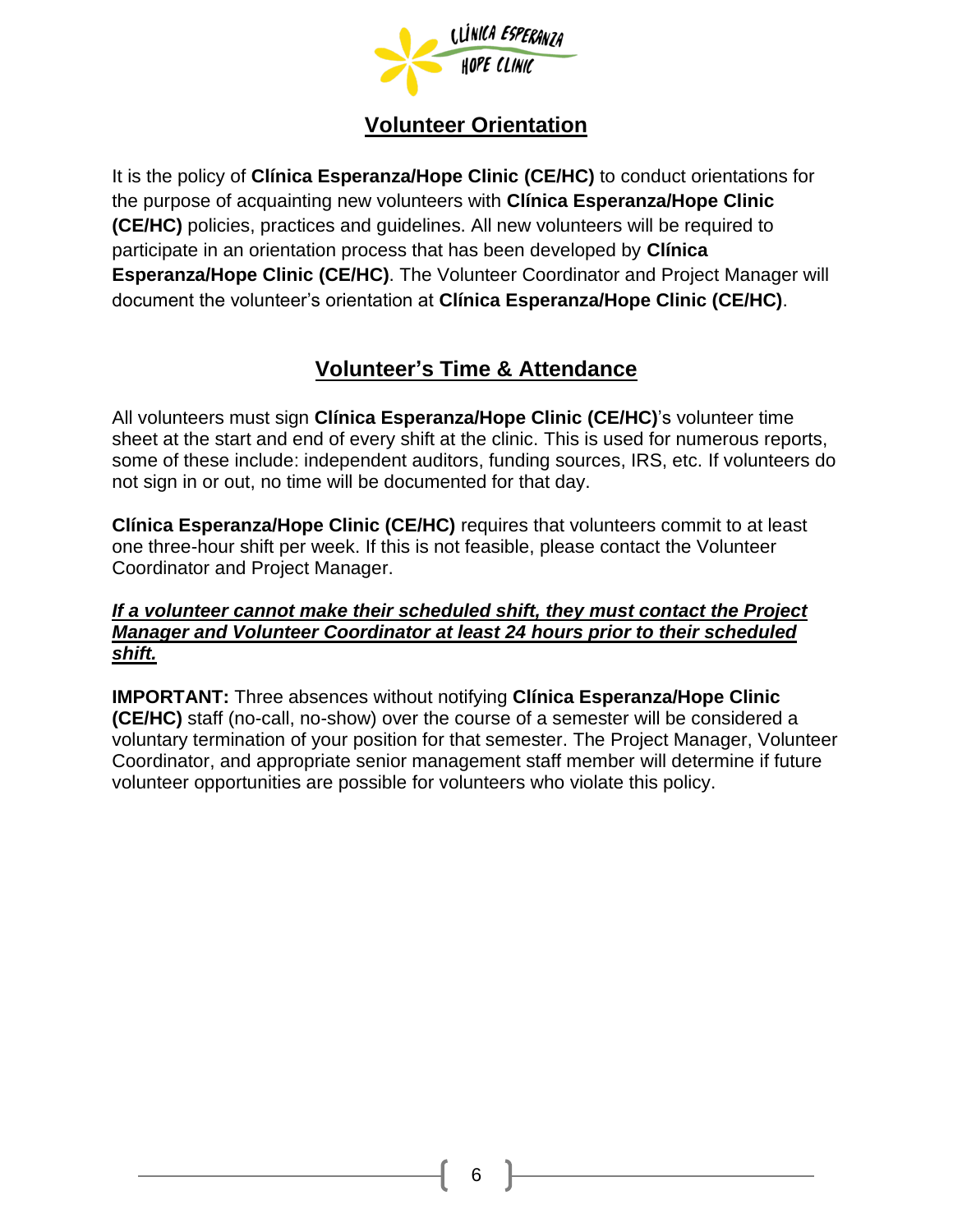## Volunteer Orientation

It is the policy of **Clínica Esperanza/Hope Clinic (CE/HC)** to conduct orientations for the purpose of acquainting new volunteers with **Clínica Esperanza/Hope Clinic (CE/HC)** policies, practices and guidelines. All new volunteers will be required to participate in an orientation process that has been developed by **Clínica Esperanza/Hope Clinic (CE/HC)**. The Volunteer Coordinator and Project Manager will document the volunteer's orientation at **Clínica Esperanza/Hope Clinic (CE/HC)**.

## Volunteer's Time & Attendance

All volunteers must sign **Clínica Esperanza/Hope Clinic (CE/HC)**'s volunteer time sheet at the start and end of every shift at the clinic. This is used for numerous reports, some of these include: independent auditors, funding sources, IRS, etc. If volunteers do not sign in or out, no time will be documented for that day.

**Clínica Esperanza/Hope Clinic (CE/HC)** requires that volunteers commit to at least one three-hour shift per week. If this is not feasible, please contact the Volunteer Coordinator and Project Manager.

***If a volunteer cannot make their scheduled shift, they must contact the Project Manager and Volunteer Coordinator at least 24 hours prior to their scheduled shift.***

**IMPORTANT:** Three absences without notifying **Clínica Esperanza/Hope Clinic (CE/HC)** staff (no-call, no-show) over the course of a semester will be considered a voluntary termination of your position for that semester. The Project Manager, Volunteer Coordinator, and appropriate senior management staff member will determine if future volunteer opportunities are possible for volunteers who violate this policy.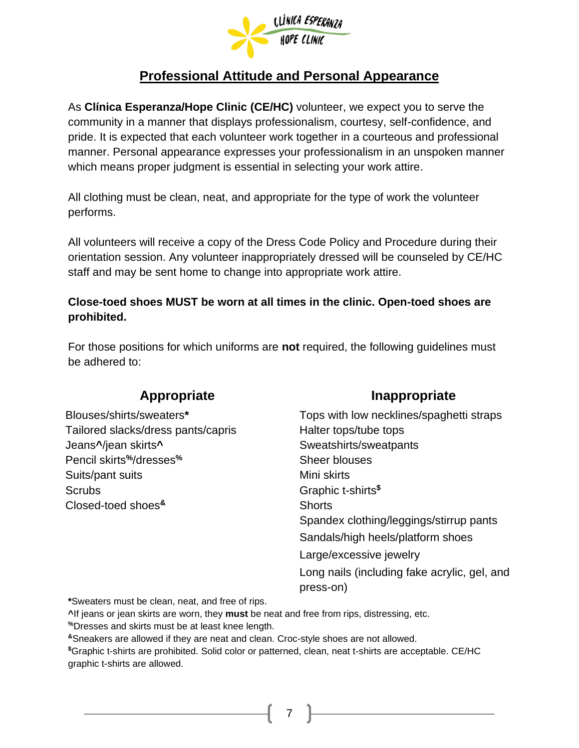## Professional Attitude and Personal Appearance

As **Clínica Esperanza/Hope Clinic (CE/HC)** volunteer, we expect you to serve the community in a manner that displays professionalism, courtesy, self-confidence, and pride. It is expected that each volunteer work together in a courteous and professional manner. Personal appearance expresses your professionalism in an unspoken manner which means proper judgment is essential in selecting your work attire.

All clothing must be clean, neat, and appropriate for the type of work the volunteer performs.

All volunteers will receive a copy of the Dress Code Policy and Procedure during their orientation session. Any volunteer inappropriately dressed will be counseled by CE/HC staff and may be sent home to change into appropriate work attire.

**Close-toed shoes MUST be worn at all times in the clinic. Open-toed shoes are prohibited.**

For those positions for which uniforms are **not** required, the following guidelines must be adhered to:

| Appropriate | Inappropriate |
|---|---|
| Blouses/shirts/sweaters* | Tops with low necklines/spaghetti straps |
| Tailored slacks/dress pants/capris | Halter tops/tube tops |
| Jeans^/jean skirts^ | Sweatshirts/sweatpants |
| Pencil skirts%/dresses% | Sheer blouses |
| Suits/pant suits | Mini skirts |
| Scrubs | Graphic t-shirts$ |
| Closed-toed shoes& | Shorts |
| | Spandex clothing/leggings/stirrup pants |
| | Sandals/high heels/platform shoes |
| | Large/excessive jewelry |
| | Long nails (including fake acrylic, gel, and press-on) |

*Sweaters must be clean, neat, and free of rips.

^If jeans or jean skirts are worn, they **must** be neat and free from rips, distressing, etc.

%Dresses and skirts must be at least knee length.

&Sneakers are allowed if they are neat and clean. Croc-style shoes are not allowed.

$Graphic t-shirts are prohibited. Solid color or patterned, clean, neat t-shirts are acceptable. CE/HC graphic t-shirts are allowed.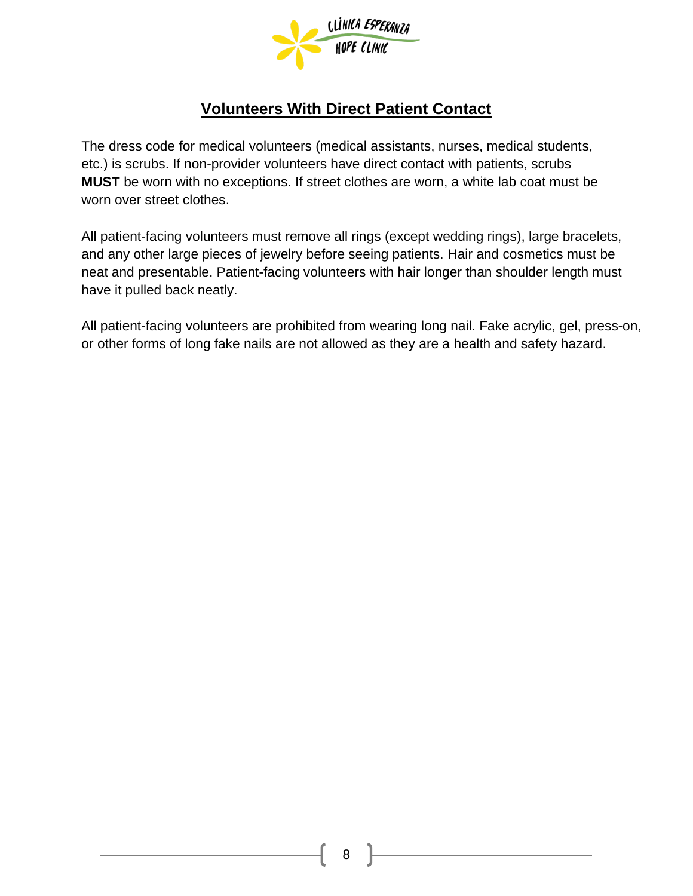## Volunteers With Direct Patient Contact

The dress code for medical volunteers (medical assistants, nurses, medical students, etc.) is scrubs. If non-provider volunteers have direct contact with patients, scrubs **MUST** be worn with no exceptions. If street clothes are worn, a white lab coat must be worn over street clothes.

All patient-facing volunteers must remove all rings (except wedding rings), large bracelets, and any other large pieces of jewelry before seeing patients. Hair and cosmetics must be neat and presentable. Patient-facing volunteers with hair longer than shoulder length must have it pulled back neatly.

All patient-facing volunteers are prohibited from wearing long nail. Fake acrylic, gel, press-on, or other forms of long fake nails are not allowed as they are a health and safety hazard.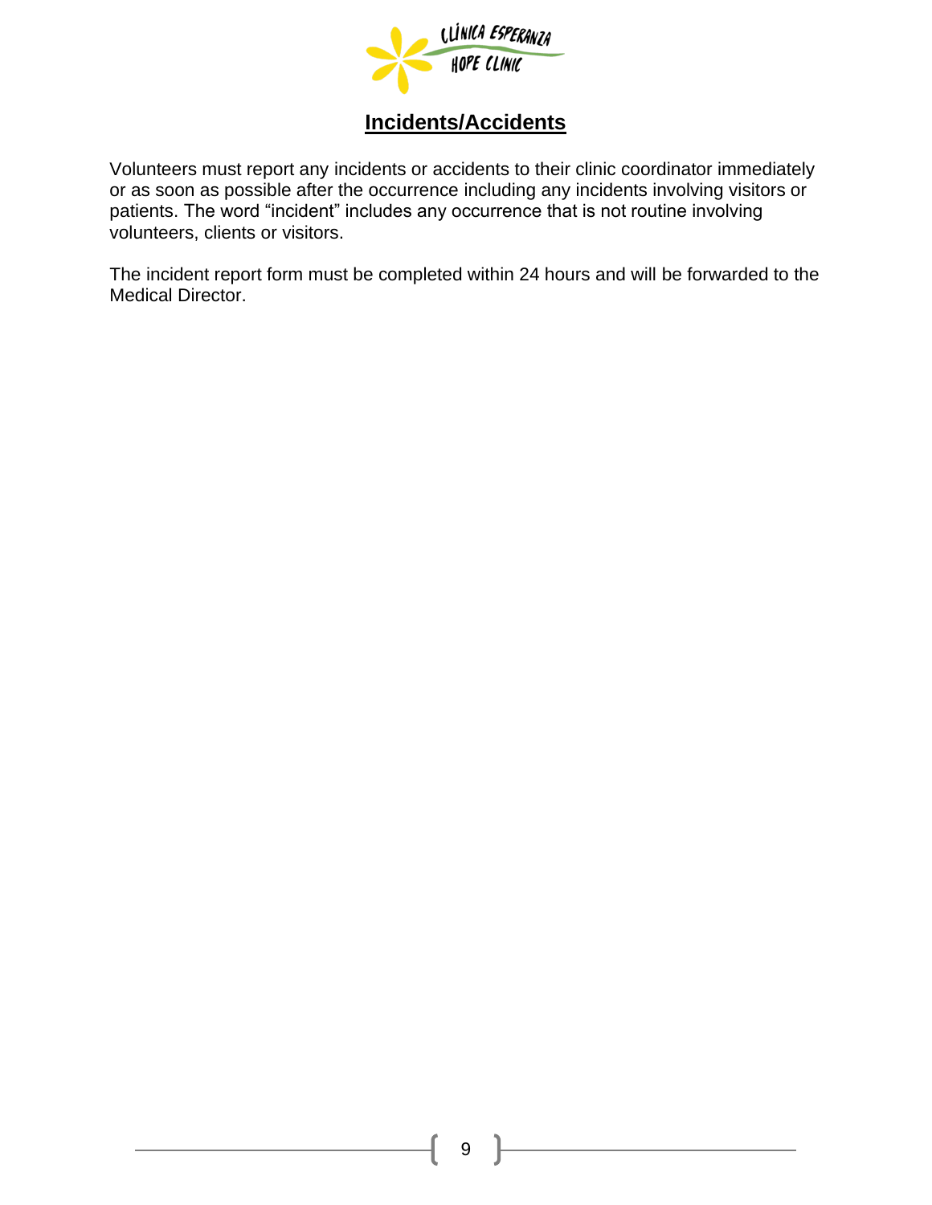## Incidents/Accidents

Volunteers must report any incidents or accidents to their clinic coordinator immediately or as soon as possible after the occurrence including any incidents involving visitors or patients. The word "incident" includes any occurrence that is not routine involving volunteers, clients or visitors.

The incident report form must be completed within 24 hours and will be forwarded to the Medical Director.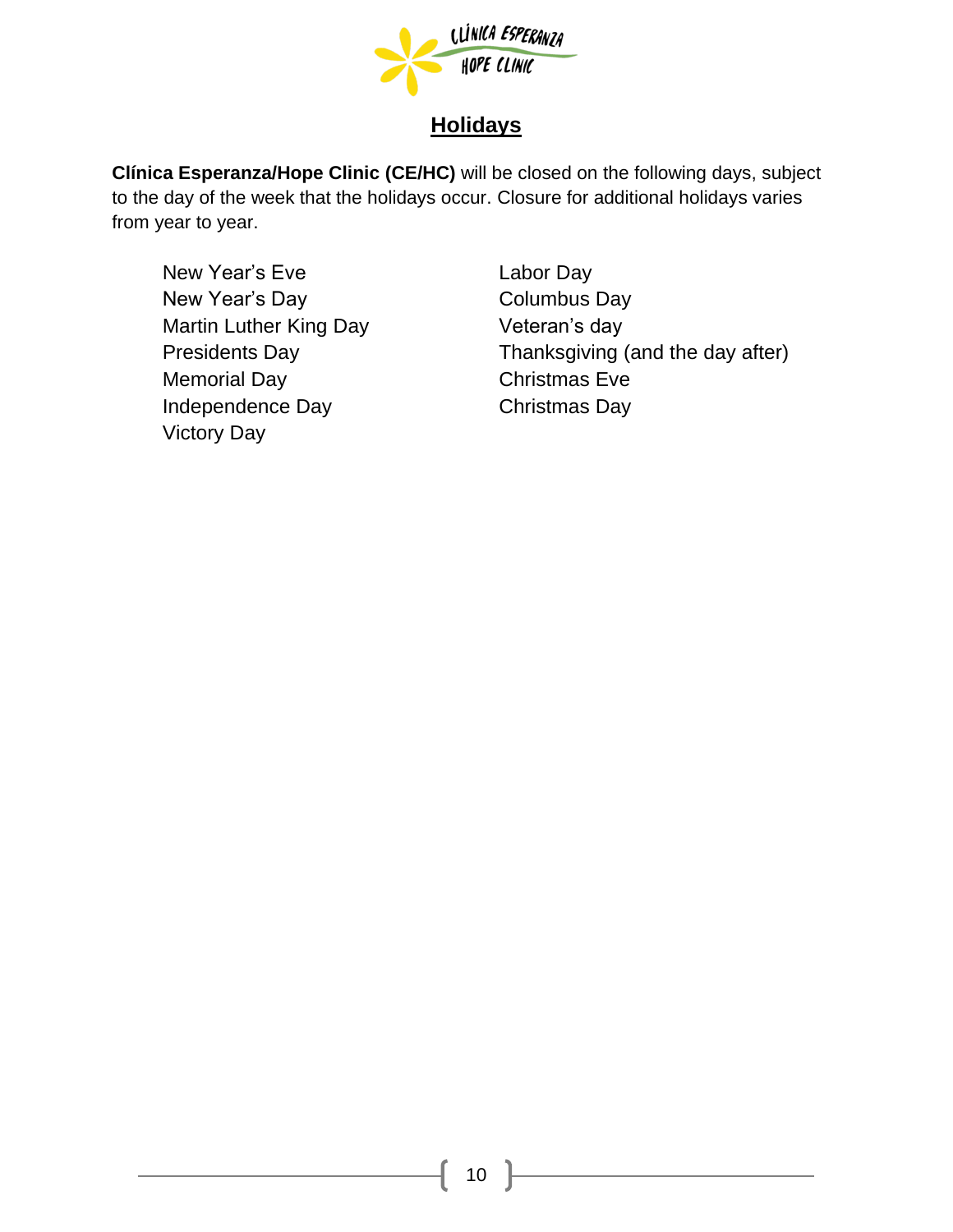## Holidays

**Clínica Esperanza/Hope Clinic (CE/HC)** will be closed on the following days, subject to the day of the week that the holidays occur. Closure for additional holidays varies from year to year.

New Year's Eve
New Year's Day
Martin Luther King Day
Presidents Day
Memorial Day
Independence Day
Victory Day
Labor Day
Columbus Day
Veteran's day
Thanksgiving (and the day after)
Christmas Eve
Christmas Day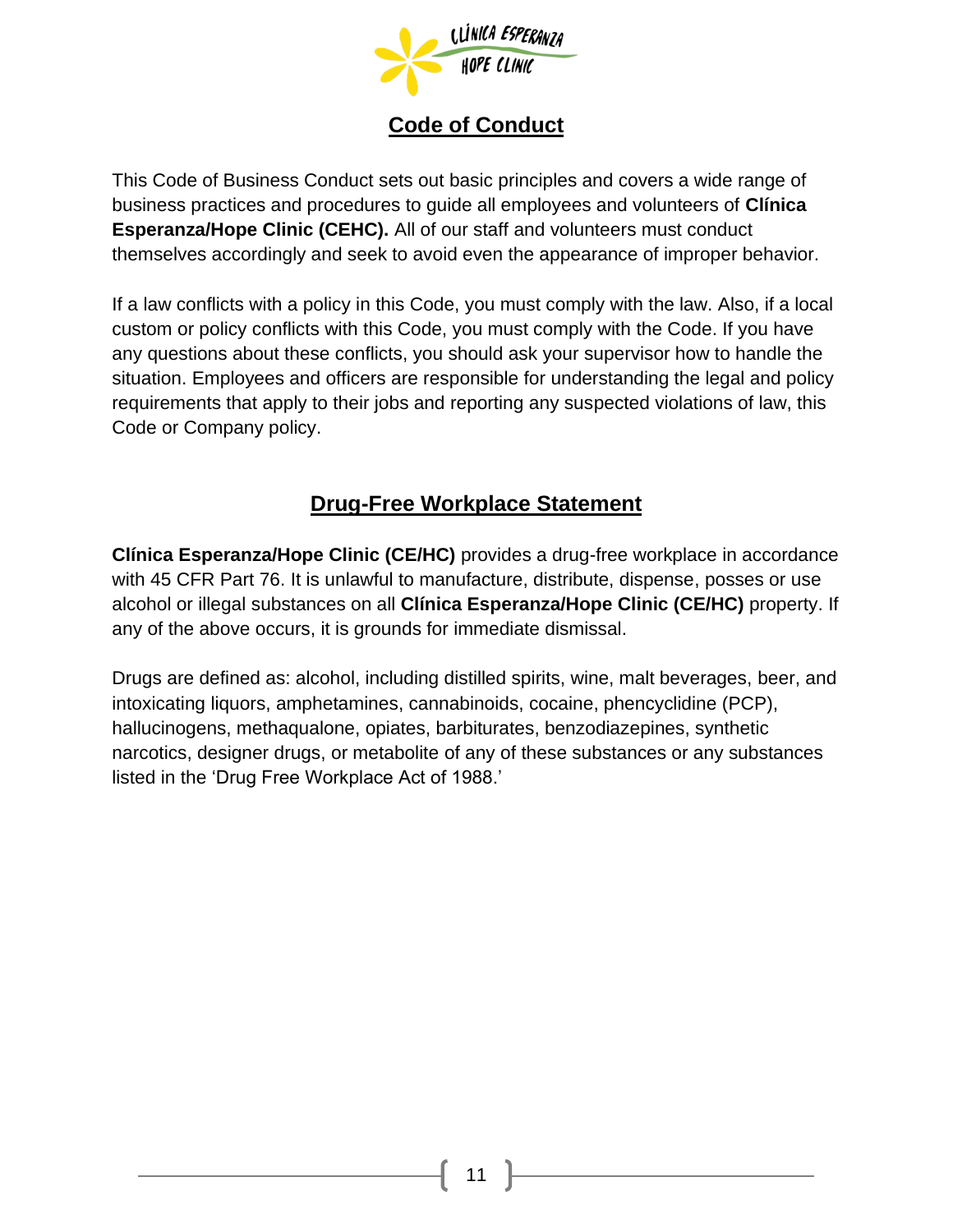## Code of Conduct

This Code of Business Conduct sets out basic principles and covers a wide range of business practices and procedures to guide all employees and volunteers of **Clínica Esperanza/Hope Clinic (CEHC).** All of our staff and volunteers must conduct themselves accordingly and seek to avoid even the appearance of improper behavior.

If a law conflicts with a policy in this Code, you must comply with the law. Also, if a local custom or policy conflicts with this Code, you must comply with the Code. If you have any questions about these conflicts, you should ask your supervisor how to handle the situation. Employees and officers are responsible for understanding the legal and policy requirements that apply to their jobs and reporting any suspected violations of law, this Code or Company policy.

## Drug-Free Workplace Statement

**Clínica Esperanza/Hope Clinic (CE/HC)** provides a drug-free workplace in accordance with 45 CFR Part 76. It is unlawful to manufacture, distribute, dispense, posses or use alcohol or illegal substances on all **Clínica Esperanza/Hope Clinic (CE/HC)** property. If any of the above occurs, it is grounds for immediate dismissal.

Drugs are defined as: alcohol, including distilled spirits, wine, malt beverages, beer, and intoxicating liquors, amphetamines, cannabinoids, cocaine, phencyclidine (PCP), hallucinogens, methaqualone, opiates, barbiturates, benzodiazepines, synthetic narcotics, designer drugs, or metabolite of any of these substances or any substances listed in the 'Drug Free Workplace Act of 1988.'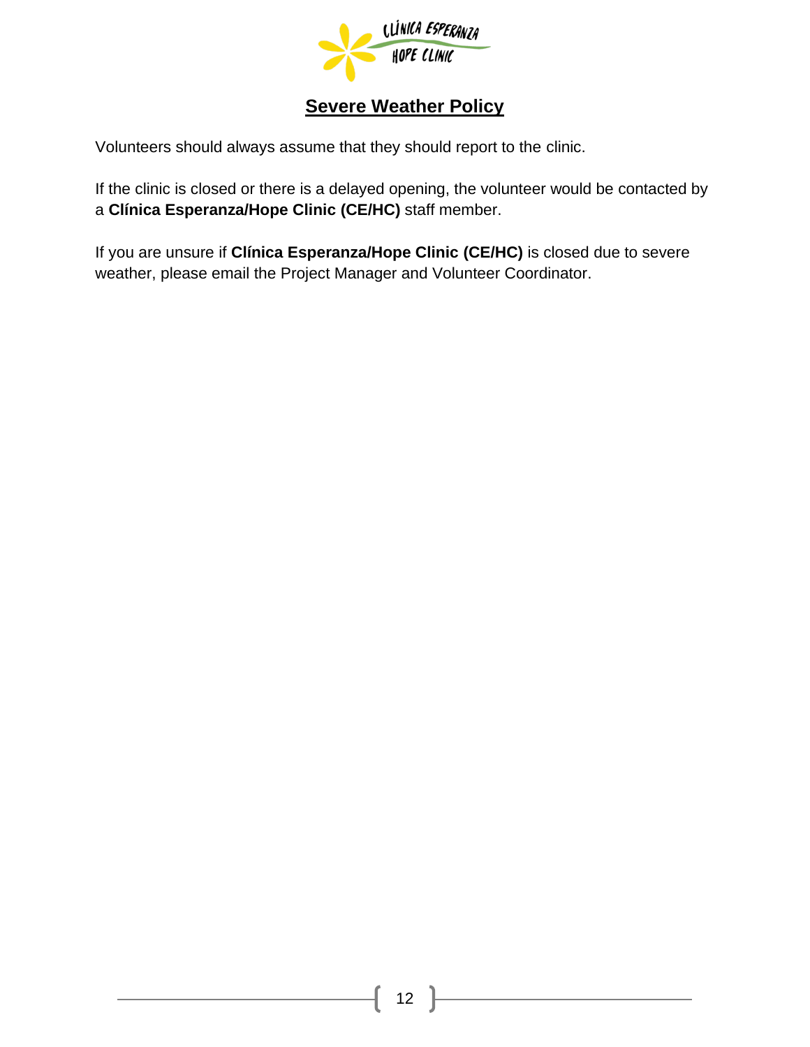## Severe Weather Policy

Volunteers should always assume that they should report to the clinic.

If the clinic is closed or there is a delayed opening, the volunteer would be contacted by a **Clínica Esperanza/Hope Clinic (CE/HC)** staff member.

If you are unsure if **Clínica Esperanza/Hope Clinic (CE/HC)** is closed due to severe weather, please email the Project Manager and Volunteer Coordinator.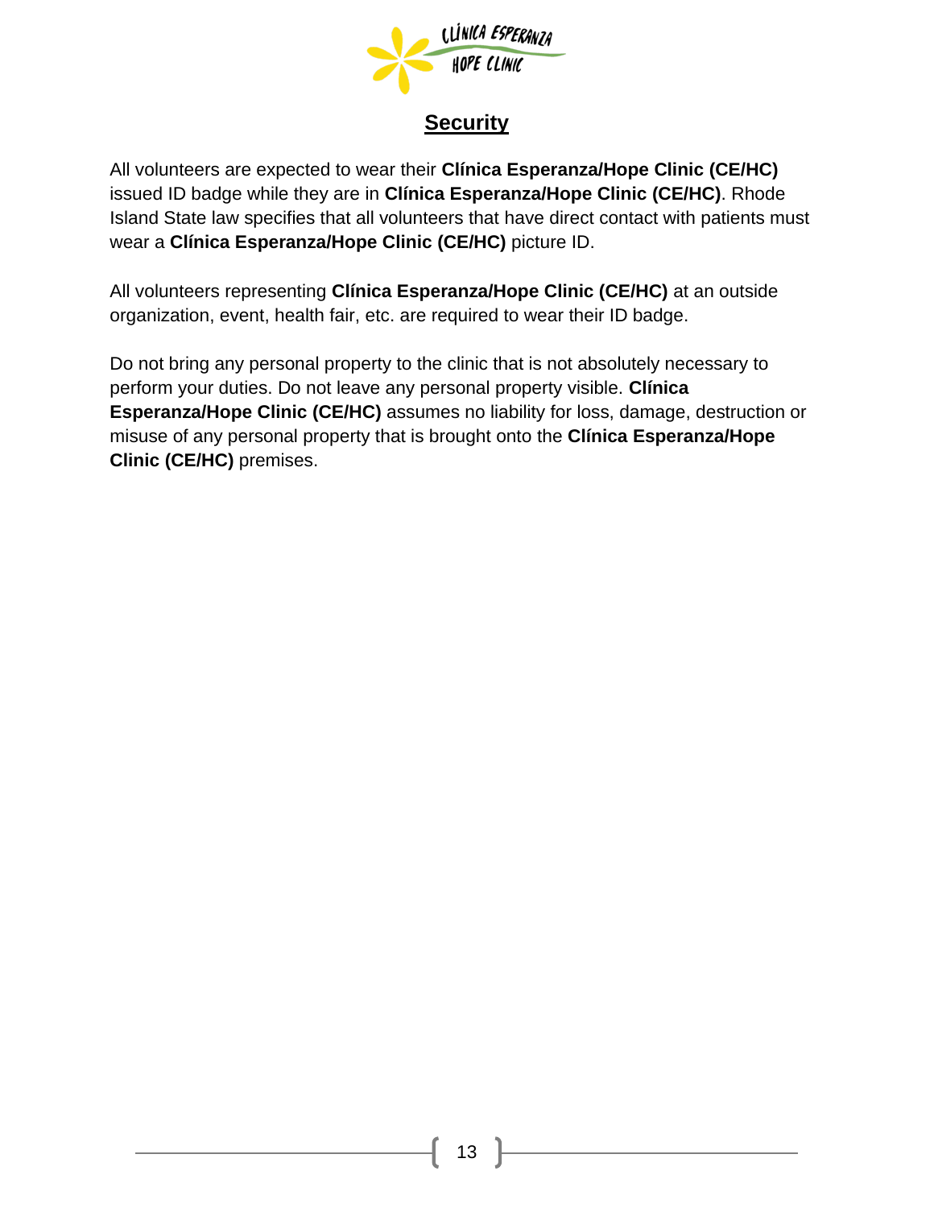# Security

All volunteers are expected to wear their **Clínica Esperanza/Hope Clinic (CE/HC)** issued ID badge while they are in **Clínica Esperanza/Hope Clinic (CE/HC)**. Rhode Island State law specifies that all volunteers that have direct contact with patients must wear a **Clínica Esperanza/Hope Clinic (CE/HC)** picture ID.

All volunteers representing **Clínica Esperanza/Hope Clinic (CE/HC)** at an outside organization, event, health fair, etc. are required to wear their ID badge.

Do not bring any personal property to the clinic that is not absolutely necessary to perform your duties. Do not leave any personal property visible. **Clínica Esperanza/Hope Clinic (CE/HC)** assumes no liability for loss, damage, destruction or misuse of any personal property that is brought onto the **Clínica Esperanza/Hope Clinic (CE/HC)** premises.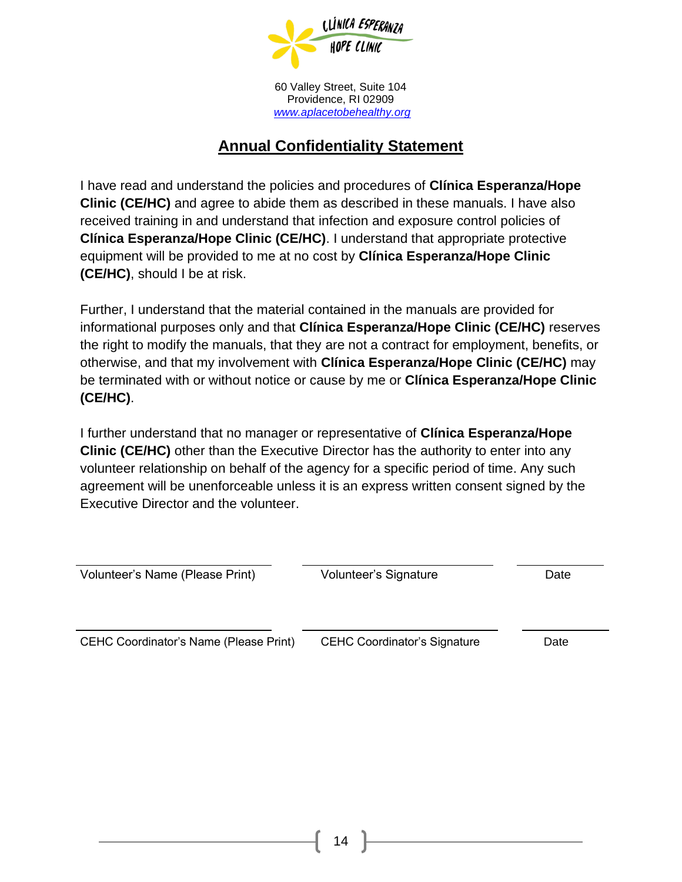60 Valley Street, Suite 104
Providence, RI 02909
www.aplacetobehealthy.org

# Annual Confidentiality Statement

I have read and understand the policies and procedures of **Clínica Esperanza/Hope Clinic (CE/HC)** and agree to abide them as described in these manuals. I have also received training in and understand that infection and exposure control policies of **Clínica Esperanza/Hope Clinic (CE/HC)**. I understand that appropriate protective equipment will be provided to me at no cost by **Clínica Esperanza/Hope Clinic (CE/HC)**, should I be at risk.

Further, I understand that the material contained in the manuals are provided for informational purposes only and that **Clínica Esperanza/Hope Clinic (CE/HC)** reserves the right to modify the manuals, that they are not a contract for employment, benefits, or otherwise, and that my involvement with **Clínica Esperanza/Hope Clinic (CE/HC)** may be terminated with or without notice or cause by me or **Clínica Esperanza/Hope Clinic (CE/HC)**.

I further understand that no manager or representative of **Clínica Esperanza/Hope Clinic (CE/HC)** other than the Executive Director has the authority to enter into any volunteer relationship on behalf of the agency for a specific period of time. Any such agreement will be unenforceable unless it is an express written consent signed by the Executive Director and the volunteer.

| ______________________________ | ______________________________ | ____________ |
|---|---|---|
| Volunteer's Name (Please Print) | Volunteer's Signature | Date |
| ______________________________ | ______________________________ | ____________ |
| CEHC Coordinator's Name (Please Print) | CEHC Coordinator's Signature | Date |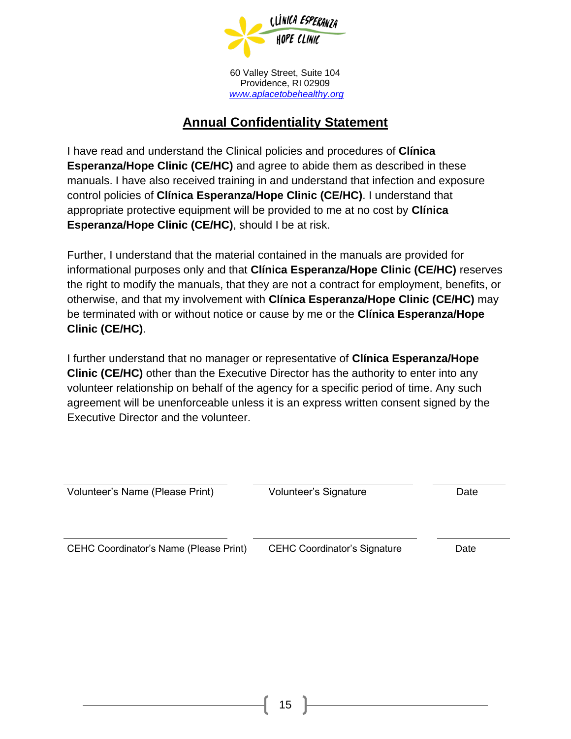CLÍNICA ESPERANZA
HOPE CLINIC

60 Valley Street, Suite 104
Providence, RI 02909
www.aplacetobehealthy.org

# Annual Confidentiality Statement

I have read and understand the Clinical policies and procedures of **Clínica Esperanza/Hope Clinic (CE/HC)** and agree to abide them as described in these manuals. I have also received training in and understand that infection and exposure control policies of **Clínica Esperanza/Hope Clinic (CE/HC)**. I understand that appropriate protective equipment will be provided to me at no cost by **Clínica Esperanza/Hope Clinic (CE/HC)**, should I be at risk.

Further, I understand that the material contained in the manuals are provided for informational purposes only and that **Clínica Esperanza/Hope Clinic (CE/HC)** reserves the right to modify the manuals, that they are not a contract for employment, benefits, or otherwise, and that my involvement with **Clínica Esperanza/Hope Clinic (CE/HC)** may be terminated with or without notice or cause by me or the **Clínica Esperanza/Hope Clinic (CE/HC)**.

I further understand that no manager or representative of **Clínica Esperanza/Hope Clinic (CE/HC)** other than the Executive Director has the authority to enter into any volunteer relationship on behalf of the agency for a specific period of time. Any such agreement will be unenforceable unless it is an express written consent signed by the Executive Director and the volunteer.

| | | |
|---|---|---|
| ______________________ | ______________________ | __________ |
| Volunteer's Name (Please Print) | Volunteer's Signature | Date |
| ______________________ | ______________________ | __________ |
| CEHC Coordinator's Name (Please Print) | CEHC Coordinator's Signature | Date |